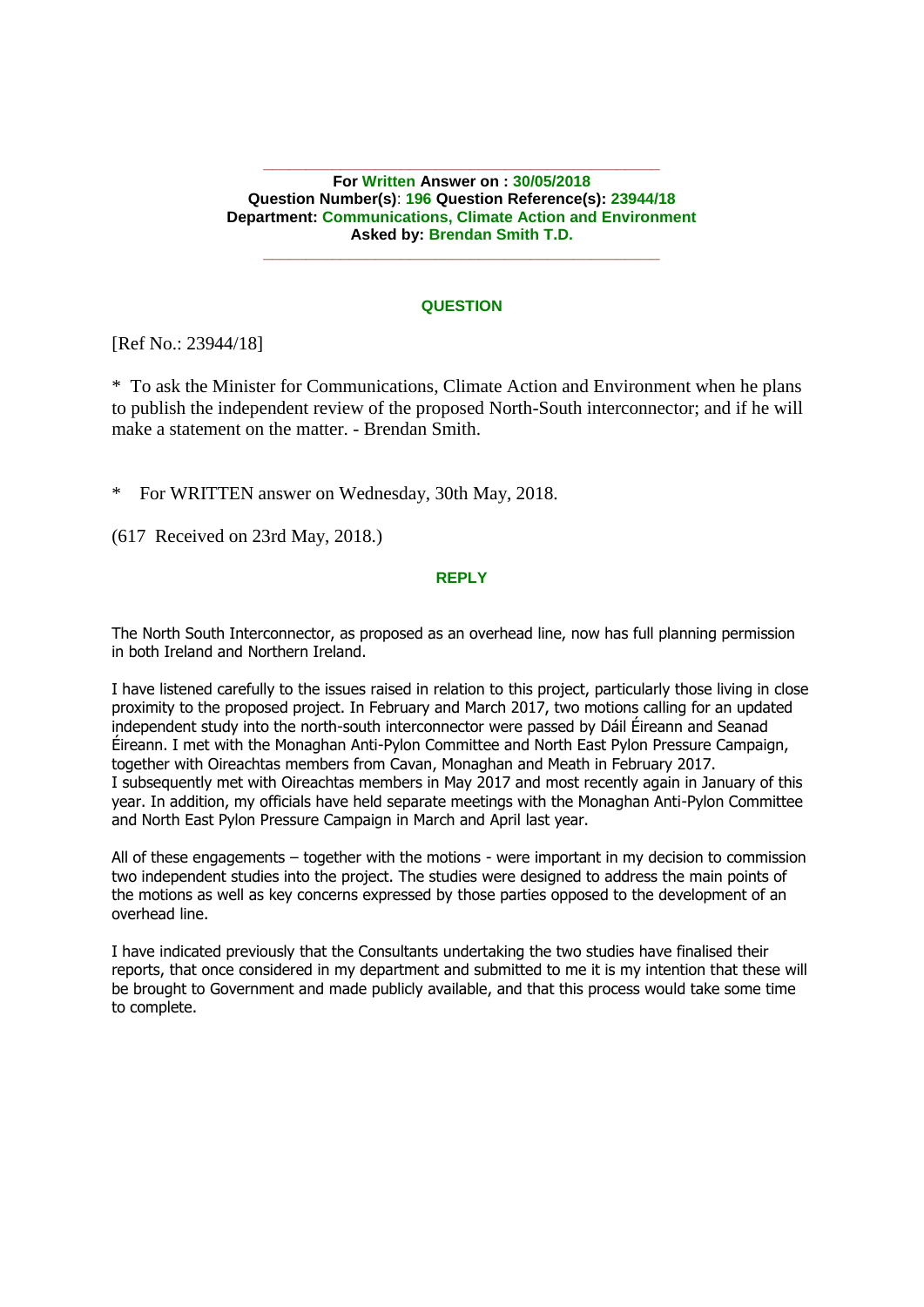**For Written Answer on : 30/05/2018**
**Question Number(s): 196 Question Reference(s): 23944/18**
**Department: Communications, Climate Action and Environment**
**Asked by: Brendan Smith T.D.**

---

### QUESTION

[Ref No.: 23944/18]

* To ask the Minister for Communications, Climate Action and Environment when he plans to publish the independent review of the proposed North-South interconnector; and if he will make a statement on the matter. - Brendan Smith.

* For WRITTEN answer on Wednesday, 30th May, 2018.

(617 Received on 23rd May, 2018.)

### REPLY

The North South Interconnector, as proposed as an overhead line, now has full planning permission in both Ireland and Northern Ireland.

I have listened carefully to the issues raised in relation to this project, particularly those living in close proximity to the proposed project. In February and March 2017, two motions calling for an updated independent study into the north-south interconnector were passed by Dáil Éireann and Seanad Éireann. I met with the Monaghan Anti-Pylon Committee and North East Pylon Pressure Campaign, together with Oireachtas members from Cavan, Monaghan and Meath in February 2017. I subsequently met with Oireachtas members in May 2017 and most recently again in January of this year. In addition, my officials have held separate meetings with the Monaghan Anti-Pylon Committee and North East Pylon Pressure Campaign in March and April last year.

All of these engagements – together with the motions - were important in my decision to commission two independent studies into the project. The studies were designed to address the main points of the motions as well as key concerns expressed by those parties opposed to the development of an overhead line.

I have indicated previously that the Consultants undertaking the two studies have finalised their reports, that once considered in my department and submitted to me it is my intention that these will be brought to Government and made publicly available, and that this process would take some time to complete.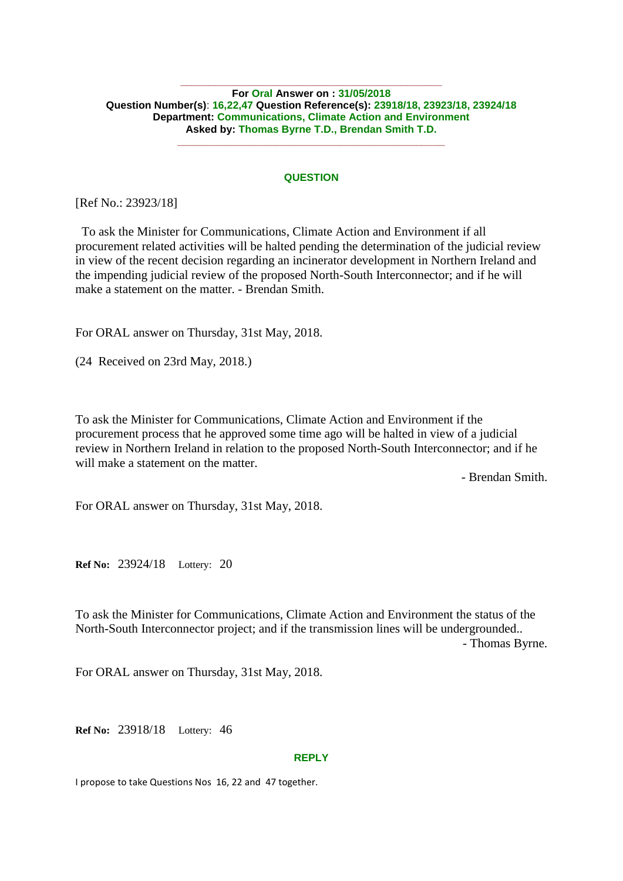---

**For Oral Answer on : 31/05/2018**
**Question Number(s)**: **16,22,47** **Question Reference(s): 23918/18, 23923/18, 23924/18**
**Department: Communications, Climate Action and Environment**
**Asked by: Thomas Byrne T.D., Brendan Smith T.D.**

---

### QUESTION

[Ref No.: 23923/18]

To ask the Minister for Communications, Climate Action and Environment if all procurement related activities will be halted pending the determination of the judicial review in view of the recent decision regarding an incinerator development in Northern Ireland and the impending judicial review of the proposed North-South Interconnector; and if he will make a statement on the matter. - Brendan Smith.

For ORAL answer on Thursday, 31st May, 2018.

(24 Received on 23rd May, 2018.)

To ask the Minister for Communications, Climate Action and Environment if the procurement process that he approved some time ago will be halted in view of a judicial review in Northern Ireland in relation to the proposed North-South Interconnector; and if he will make a statement on the matter.

- Brendan Smith.

For ORAL answer on Thursday, 31st May, 2018.

**Ref No:** 23924/18 Lottery: 20

To ask the Minister for Communications, Climate Action and Environment the status of the North-South Interconnector project; and if the transmission lines will be undergrounded..

- Thomas Byrne.

For ORAL answer on Thursday, 31st May, 2018.

**Ref No:** 23918/18 Lottery: 46

### REPLY

I propose to take Questions Nos 16, 22 and 47 together.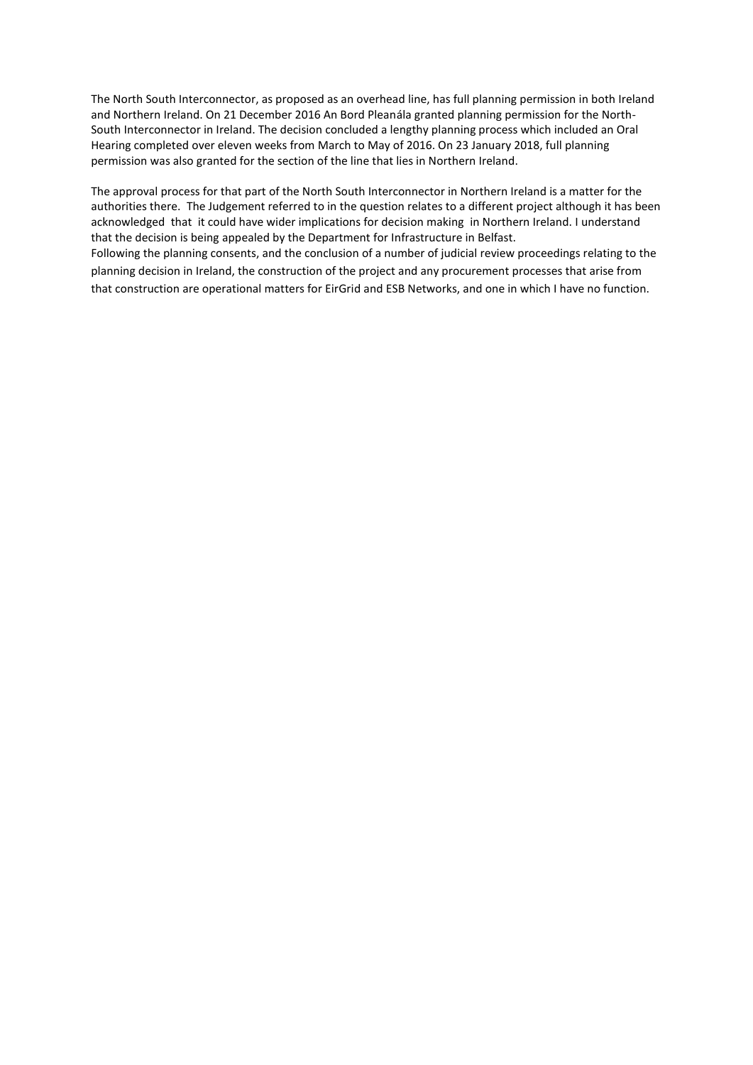The North South Interconnector, as proposed as an overhead line, has full planning permission in both Ireland and Northern Ireland. On 21 December 2016 An Bord Pleanála granted planning permission for the North-South Interconnector in Ireland. The decision concluded a lengthy planning process which included an Oral Hearing completed over eleven weeks from March to May of 2016. On 23 January 2018, full planning permission was also granted for the section of the line that lies in Northern Ireland.

The approval process for that part of the North South Interconnector in Northern Ireland is a matter for the authorities there. The Judgement referred to in the question relates to a different project although it has been acknowledged that it could have wider implications for decision making in Northern Ireland. I understand that the decision is being appealed by the Department for Infrastructure in Belfast.

Following the planning consents, and the conclusion of a number of judicial review proceedings relating to the planning decision in Ireland, the construction of the project and any procurement processes that arise from that construction are operational matters for EirGrid and ESB Networks, and one in which I have no function.